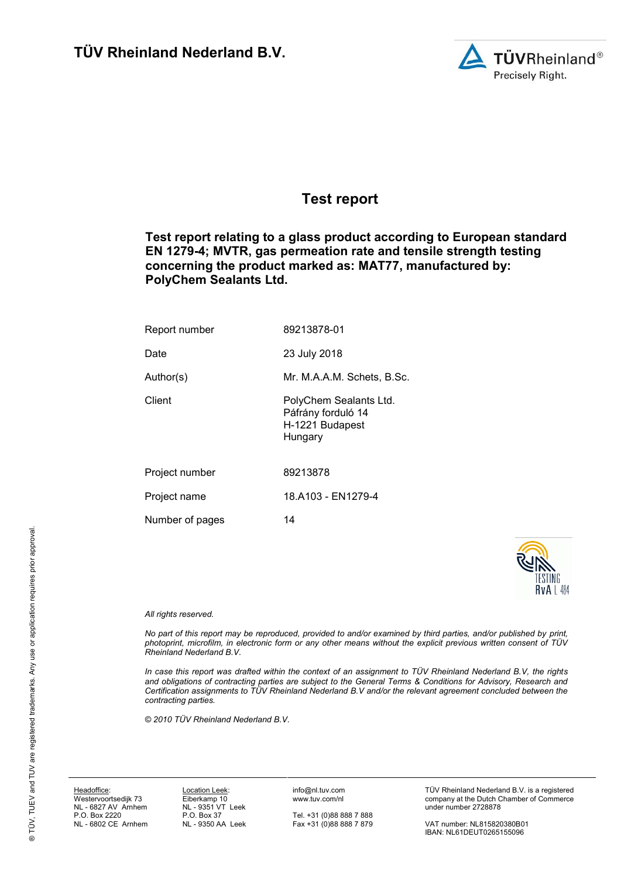**TÜV Rheinland Nederland B.V.**

# Test report

**Test report relating to a glass product according to European standard EN 1279-4; MVTR, gas permeation rate and tensile strength testing concerning the product marked as: MAT77, manufactured by: PolyChem Sealants Ltd.**

| | |
|---|---|
| Report number | 89213878-01 |
| Date | 23 July 2018 |
| Author(s) | Mr. M.A.A.M. Schets, B.Sc. |
| Client | PolyChem Sealants Ltd.<br>Páfrány forduló 14<br>H-1221 Budapest<br>Hungary |
| Project number | 89213878 |
| Project name | 18.A103 - EN1279-4 |
| Number of pages | 14 |

TESTING RvA L 484

*All rights reserved.*

*No part of this report may be reproduced, provided to and/or examined by third parties, and/or published by print, photoprint, microfilm, in electronic form or any other means without the explicit previous written consent of TÜV Rheinland Nederland B.V.*

*In case this report was drafted within the context of an assignment to TÜV Rheinland Nederland B.V, the rights and obligations of contracting parties are subject to the General Terms & Conditions for Advisory, Research and Certification assignments to TÜV Rheinland Nederland B.V and/or the relevant agreement concluded between the contracting parties.*

*© 2010 TÜV Rheinland Nederland B.V.*

® TÜV, TUEV and TUV are registered trademarks. Any use or application requires prior approval.

Headoffice:
Westervoortsedijk 73
NL - 6827 AV Arnhem
P.O. Box 2220
NL - 6802 CE Arnhem

Location Leek:
Eiberkamp 10
NL - 9351 VT Leek
P.O. Box 37
NL - 9350 AA Leek

info@nl.tuv.com
www.tuv.com/nl

Tel. +31 (0)88 888 7 888
Fax +31 (0)88 888 7 879

TÜV Rheinland Nederland B.V. is a registered company at the Dutch Chamber of Commerce under number 2728878

VAT number: NL815820380B01
IBAN: NL61DEUT0265155096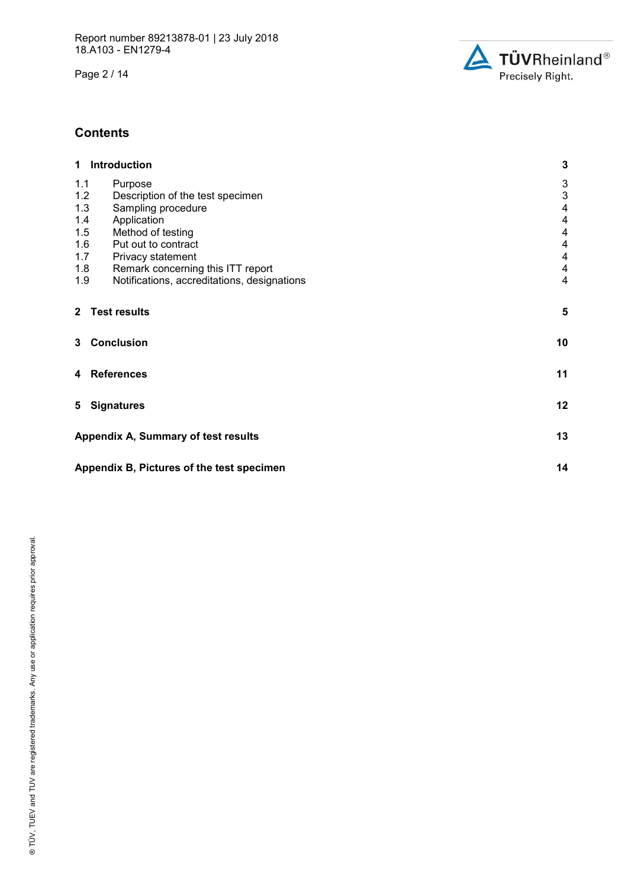## Contents

| | | |
|---|---|---|
| **1** | **Introduction** | **3** |
| 1.1 | Purpose | 3 |
| 1.2 | Description of the test specimen | 3 |
| 1.3 | Sampling procedure | 4 |
| 1.4 | Application | 4 |
| 1.5 | Method of testing | 4 |
| 1.6 | Put out to contract | 4 |
| 1.7 | Privacy statement | 4 |
| 1.8 | Remark concerning this ITT report | 4 |
| 1.9 | Notifications, accreditations, designations | 4 |
| **2** | **Test results** | **5** |
| **3** | **Conclusion** | **10** |
| **4** | **References** | **11** |
| **5** | **Signatures** | **12** |
| **Appendix A, Summary of test results** | | **13** |
| **Appendix B, Pictures of the test specimen** | | **14** |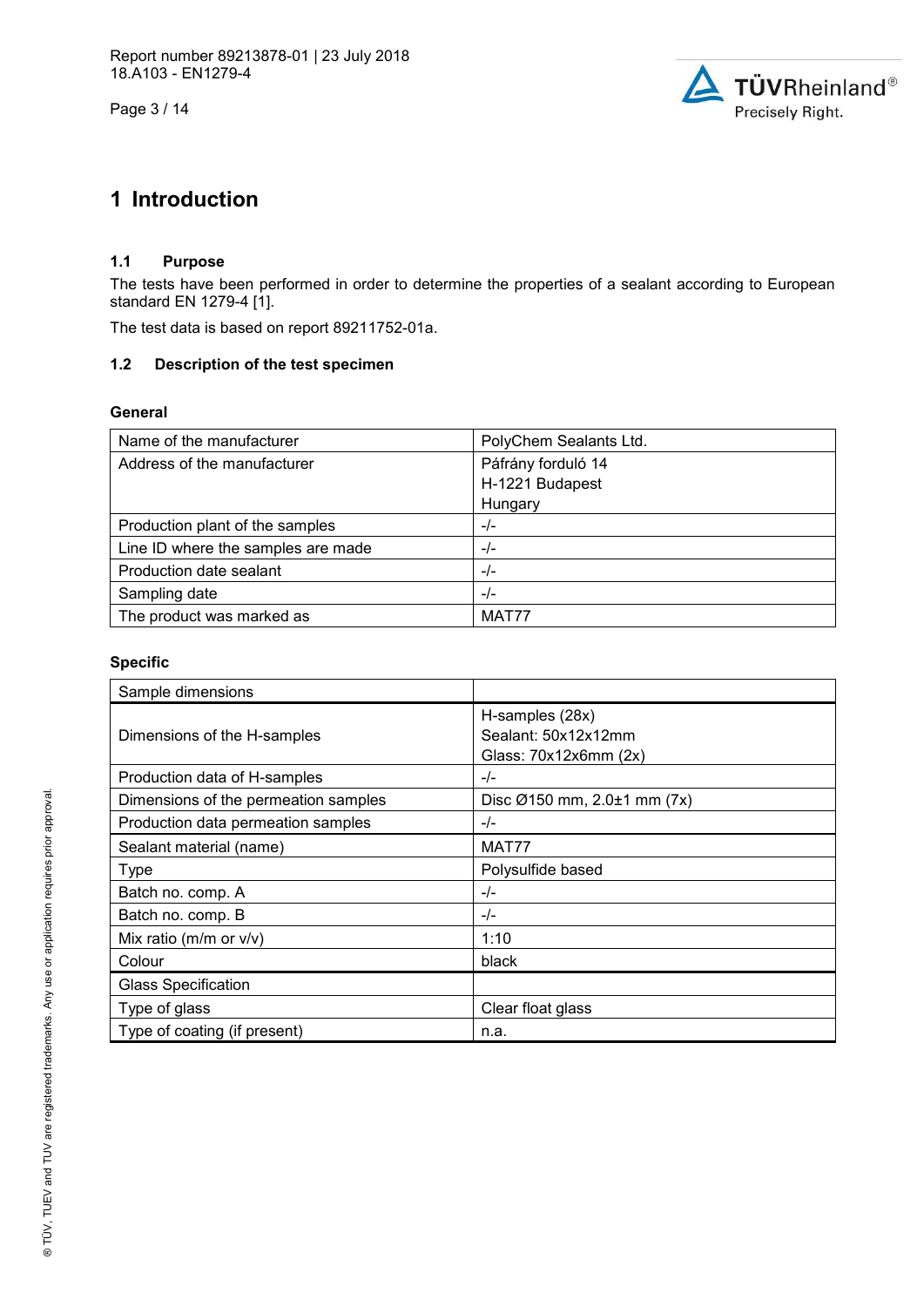# 1 Introduction

## 1.1 Purpose

The tests have been performed in order to determine the properties of a sealant according to European standard EN 1279-4 [1].

The test data is based on report 89211752-01a.

## 1.2 Description of the test specimen

**General**

| Name of the manufacturer | PolyChem Sealants Ltd. |
|---|---|
| Address of the manufacturer | Páfrány forduló 14<br>H-1221 Budapest<br>Hungary |
| Production plant of the samples | -/- |
| Line ID where the samples are made | -/- |
| Production date sealant | -/- |
| Sampling date | -/- |
| The product was marked as | MAT77 |

**Specific**

| Sample dimensions | |
|---|---|
| Dimensions of the H-samples | H-samples (28x)<br>Sealant: 50x12x12mm<br>Glass: 70x12x6mm (2x) |
| Production data of H-samples | -/- |
| Dimensions of the permeation samples | Disc Ø150 mm, 2.0±1 mm (7x) |
| Production data permeation samples | -/- |
| Sealant material (name) | MAT77 |
| Type | Polysulfide based |
| Batch no. comp. A | -/- |
| Batch no. comp. B | -/- |
| Mix ratio (m/m or v/v) | 1:10 |
| Colour | black |
| Glass Specification | |
| Type of glass | Clear float glass |
| Type of coating (if present) | n.a. |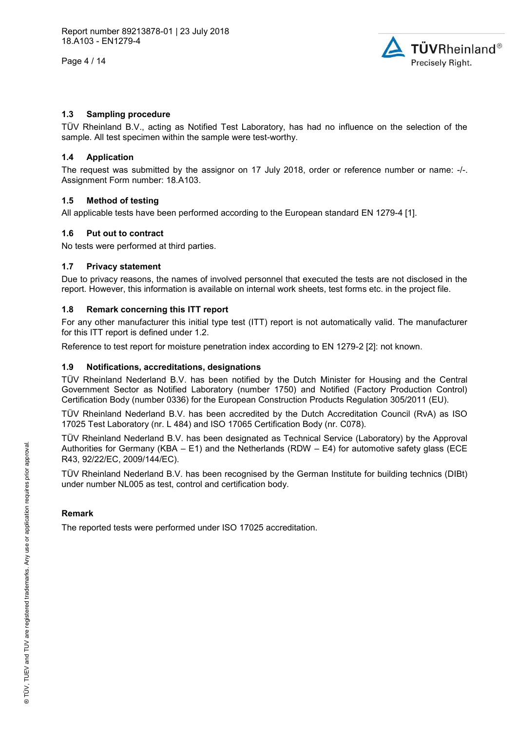### 1.3 Sampling procedure

TÜV Rheinland B.V., acting as Notified Test Laboratory, has had no influence on the selection of the sample. All test specimen within the sample were test-worthy.

### 1.4 Application

The request was submitted by the assignor on 17 July 2018, order or reference number or name: -/-. Assignment Form number: 18.A103.

### 1.5 Method of testing

All applicable tests have been performed according to the European standard EN 1279-4 [1].

### 1.6 Put out to contract

No tests were performed at third parties.

### 1.7 Privacy statement

Due to privacy reasons, the names of involved personnel that executed the tests are not disclosed in the report. However, this information is available on internal work sheets, test forms etc. in the project file.

### 1.8 Remark concerning this ITT report

For any other manufacturer this initial type test (ITT) report is not automatically valid. The manufacturer for this ITT report is defined under 1.2.

Reference to test report for moisture penetration index according to EN 1279-2 [2]: not known.

### 1.9 Notifications, accreditations, designations

TÜV Rheinland Nederland B.V. has been notified by the Dutch Minister for Housing and the Central Government Sector as Notified Laboratory (number 1750) and Notified (Factory Production Control) Certification Body (number 0336) for the European Construction Products Regulation 305/2011 (EU).

TÜV Rheinland Nederland B.V. has been accredited by the Dutch Accreditation Council (RvA) as ISO 17025 Test Laboratory (nr. L 484) and ISO 17065 Certification Body (nr. C078).

TÜV Rheinland Nederland B.V. has been designated as Technical Service (Laboratory) by the Approval Authorities for Germany (KBA – E1) and the Netherlands (RDW – E4) for automotive safety glass (ECE R43, 92/22/EC, 2009/144/EC).

TÜV Rheinland Nederland B.V. has been recognised by the German Institute for building technics (DIBt) under number NL005 as test, control and certification body.

**Remark**

The reported tests were performed under ISO 17025 accreditation.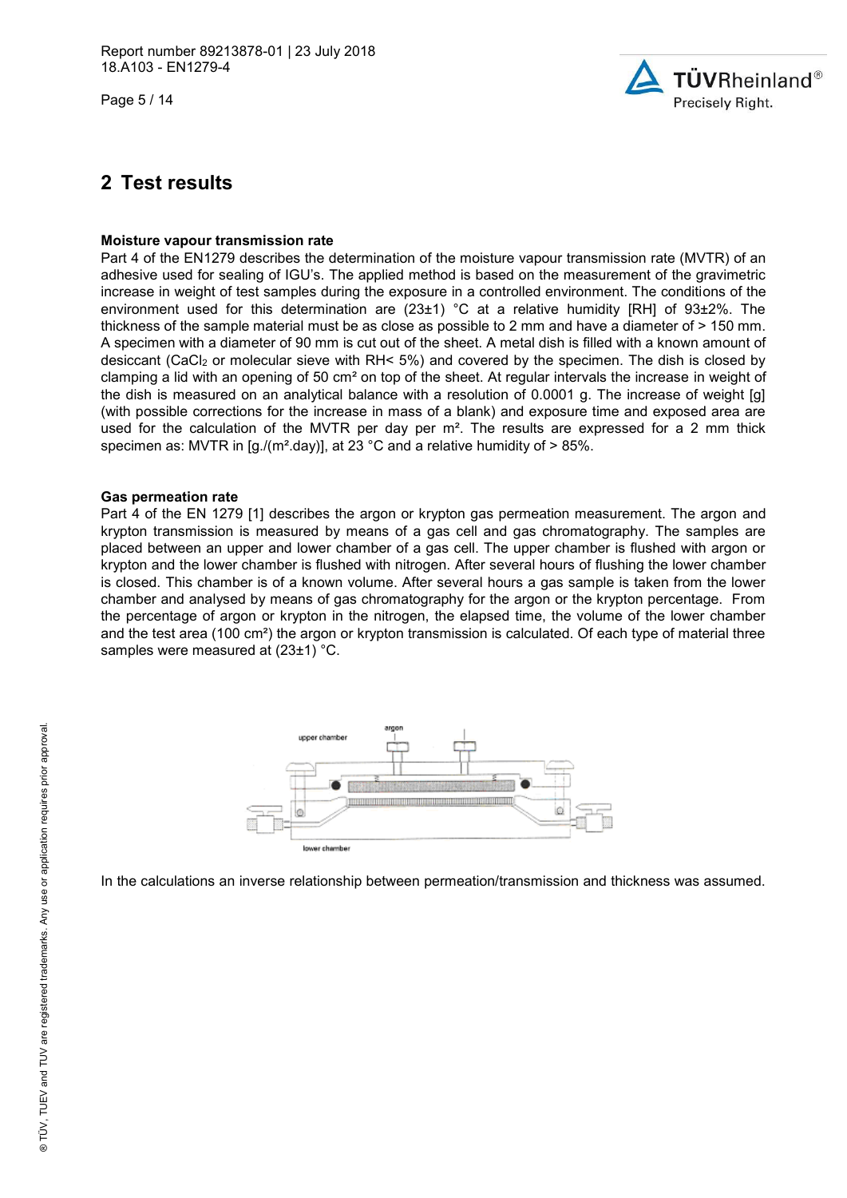## 2 Test results

**Moisture vapour transmission rate**

Part 4 of the EN1279 describes the determination of the moisture vapour transmission rate (MVTR) of an adhesive used for sealing of IGU's. The applied method is based on the measurement of the gravimetric increase in weight of test samples during the exposure in a controlled environment. The conditions of the environment used for this determination are (23±1) °C at a relative humidity [RH] of 93±2%. The thickness of the sample material must be as close as possible to 2 mm and have a diameter of > 150 mm. A specimen with a diameter of 90 mm is cut out of the sheet. A metal dish is filled with a known amount of desiccant ($CaCl_2$ or molecular sieve with RH< 5%) and covered by the specimen. The dish is closed by clamping a lid with an opening of 50 cm² on top of the sheet. At regular intervals the increase in weight of the dish is measured on an analytical balance with a resolution of 0.0001 g. The increase of weight [g] (with possible corrections for the increase in mass of a blank) and exposure time and exposed area are used for the calculation of the MVTR per day per m². The results are expressed for a 2 mm thick specimen as: MVTR in [g./(m².day)], at 23 °C and a relative humidity of > 85%.

**Gas permeation rate**

Part 4 of the EN 1279 [1] describes the argon or krypton gas permeation measurement. The argon and krypton transmission is measured by means of a gas cell and gas chromatography. The samples are placed between an upper and lower chamber of a gas cell. The upper chamber is flushed with argon or krypton and the lower chamber is flushed with nitrogen. After several hours of flushing the lower chamber is closed. This chamber is of a known volume. After several hours a gas sample is taken from the lower chamber and analysed by means of gas chromatography for the argon or the krypton percentage. From the percentage of argon or krypton in the nitrogen, the elapsed time, the volume of the lower chamber and the test area (100 cm²) the argon or krypton transmission is calculated. Of each type of material three samples were measured at (23±1) °C.

In the calculations an inverse relationship between permeation/transmission and thickness was assumed.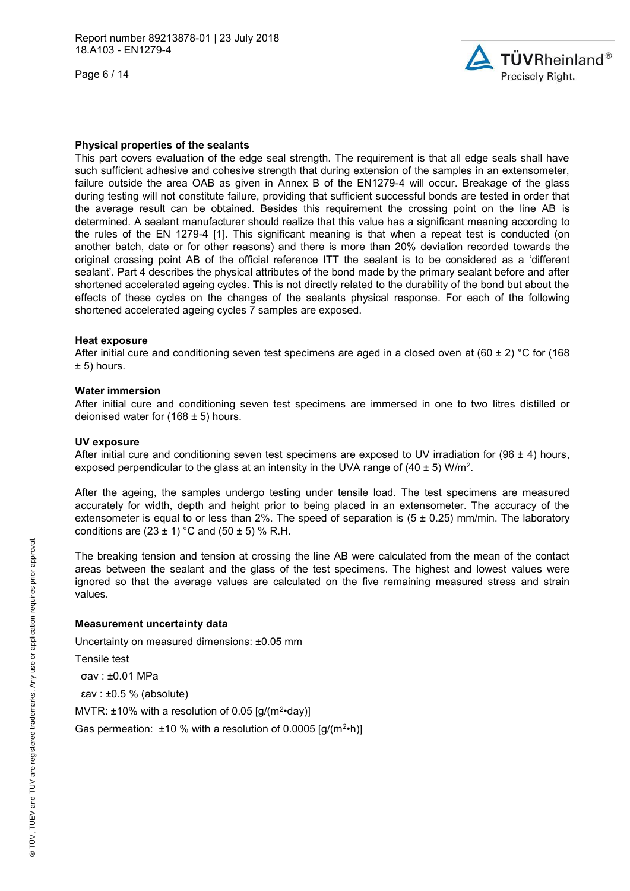## Physical properties of the sealants

This part covers evaluation of the edge seal strength. The requirement is that all edge seals shall have such sufficient adhesive and cohesive strength that during extension of the samples in an extensometer, failure outside the area OAB as given in Annex B of the EN1279-4 will occur. Breakage of the glass during testing will not constitute failure, providing that sufficient successful bonds are tested in order that the average result can be obtained. Besides this requirement the crossing point on the line AB is determined. A sealant manufacturer should realize that this value has a significant meaning according to the rules of the EN 1279-4 [1]. This significant meaning is that when a repeat test is conducted (on another batch, date or for other reasons) and there is more than 20% deviation recorded towards the original crossing point AB of the official reference ITT the sealant is to be considered as a 'different sealant'. Part 4 describes the physical attributes of the bond made by the primary sealant before and after shortened accelerated ageing cycles. This is not directly related to the durability of the bond but about the effects of these cycles on the changes of the sealants physical response. For each of the following shortened accelerated ageing cycles 7 samples are exposed.

### Heat exposure

After initial cure and conditioning seven test specimens are aged in a closed oven at (60 ± 2) °C for (168 ± 5) hours.

### Water immersion

After initial cure and conditioning seven test specimens are immersed in one to two litres distilled or deionised water for (168 ± 5) hours.

### UV exposure

After initial cure and conditioning seven test specimens are exposed to UV irradiation for (96 ± 4) hours, exposed perpendicular to the glass at an intensity in the UVA range of (40 ± 5) W/m$^2$.

After the ageing, the samples undergo testing under tensile load. The test specimens are measured accurately for width, depth and height prior to being placed in an extensometer. The accuracy of the extensometer is equal to or less than 2%. The speed of separation is (5 ± 0.25) mm/min. The laboratory conditions are (23 ± 1) °C and (50 ± 5) % R.H.

The breaking tension and tension at crossing the line AB were calculated from the mean of the contact areas between the sealant and the glass of the test specimens. The highest and lowest values were ignored so that the average values are calculated on the five remaining measured stress and strain values.

### Measurement uncertainty data

Uncertainty on measured dimensions: ±0.05 mm

Tensile test

$\sigma_{av}$ : ±0.01 MPa

$\varepsilon_{av}$ : ±0.5 % (absolute)

MVTR: ±10% with a resolution of 0.05 [g/(m$^2$•day)]

Gas permeation: ±10 % with a resolution of 0.0005 [g/(m$^2$•h)]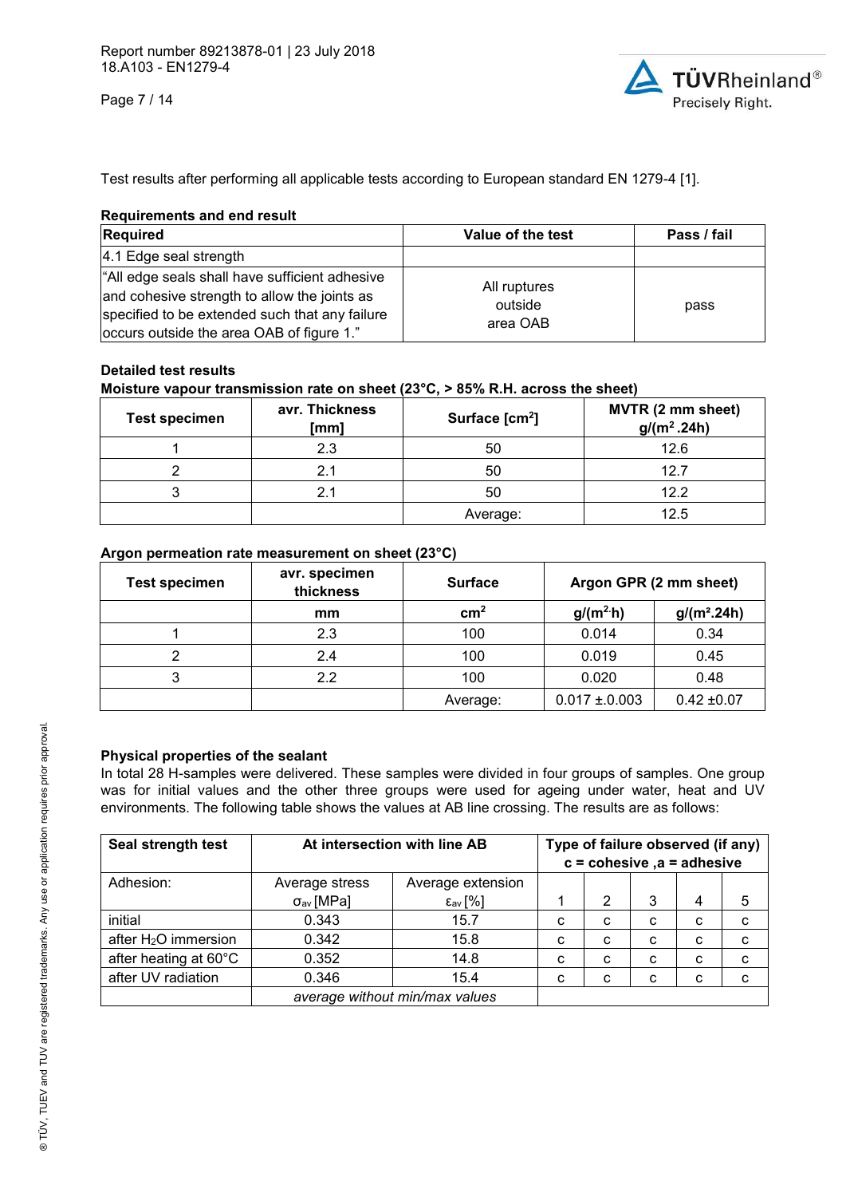Test results after performing all applicable tests according to European standard EN 1279-4 [1].

**Requirements and end result**

| Required | Value of the test | Pass / fail |
|---|---|---|
| 4.1 Edge seal strength | | |
| "All edge seals shall have sufficient adhesive and cohesive strength to allow the joints as specified to be extended such that any failure occurs outside the area OAB of figure 1." | All ruptures outside area OAB | pass |

**Detailed test results**

**Moisture vapour transmission rate on sheet (23°C, > 85% R.H. across the sheet)**

| Test specimen | avr. Thickness [mm] | Surface [cm$^2$] | MVTR (2 mm sheet) g/(m$^2$.24h) |
|---|---|---|---|
| 1 | 2.3 | 50 | 12.6 |
| 2 | 2.1 | 50 | 12.7 |
| 3 | 2.1 | 50 | 12.2 |
| | | Average: | 12.5 |

**Argon permeation rate measurement on sheet (23°C)**

| Test specimen | avr. specimen thickness | Surface | Argon GPR (2 mm sheet) | |
|---|---|---|---|---|
| | mm | cm$^2$ | g/(m$^2$·h) | g/(m$^2$.24h) |
| 1 | 2.3 | 100 | 0.014 | 0.34 |
| 2 | 2.4 | 100 | 0.019 | 0.45 |
| 3 | 2.2 | 100 | 0.020 | 0.48 |
| | | Average: | 0.017 ±.0.003 | 0.42 ±0.07 |

**Physical properties of the sealant**

In total 28 H-samples were delivered. These samples were divided in four groups of samples. One group was for initial values and the other three groups were used for ageing under water, heat and UV environments. The following table shows the values at AB line crossing. The results are as follows:

| Seal strength test | At intersection with line AB | | Type of failure observed (if any) c = cohesive ,a = adhesive | | | | |
|---|---|---|---|---|---|---|---|
| Adhesion: | Average stress $\sigma_{av}$ [MPa] | Average extension $\varepsilon_{av}$ [%] | 1 | 2 | 3 | 4 | 5 |
| initial | 0.343 | 15.7 | c | c | c | c | c |
| after $H_2O$ immersion | 0.342 | 15.8 | c | c | c | c | c |
| after heating at 60°C | 0.352 | 14.8 | c | c | c | c | c |
| after UV radiation | 0.346 | 15.4 | c | c | c | c | c |
| | *average without min/max values* | | | | | | |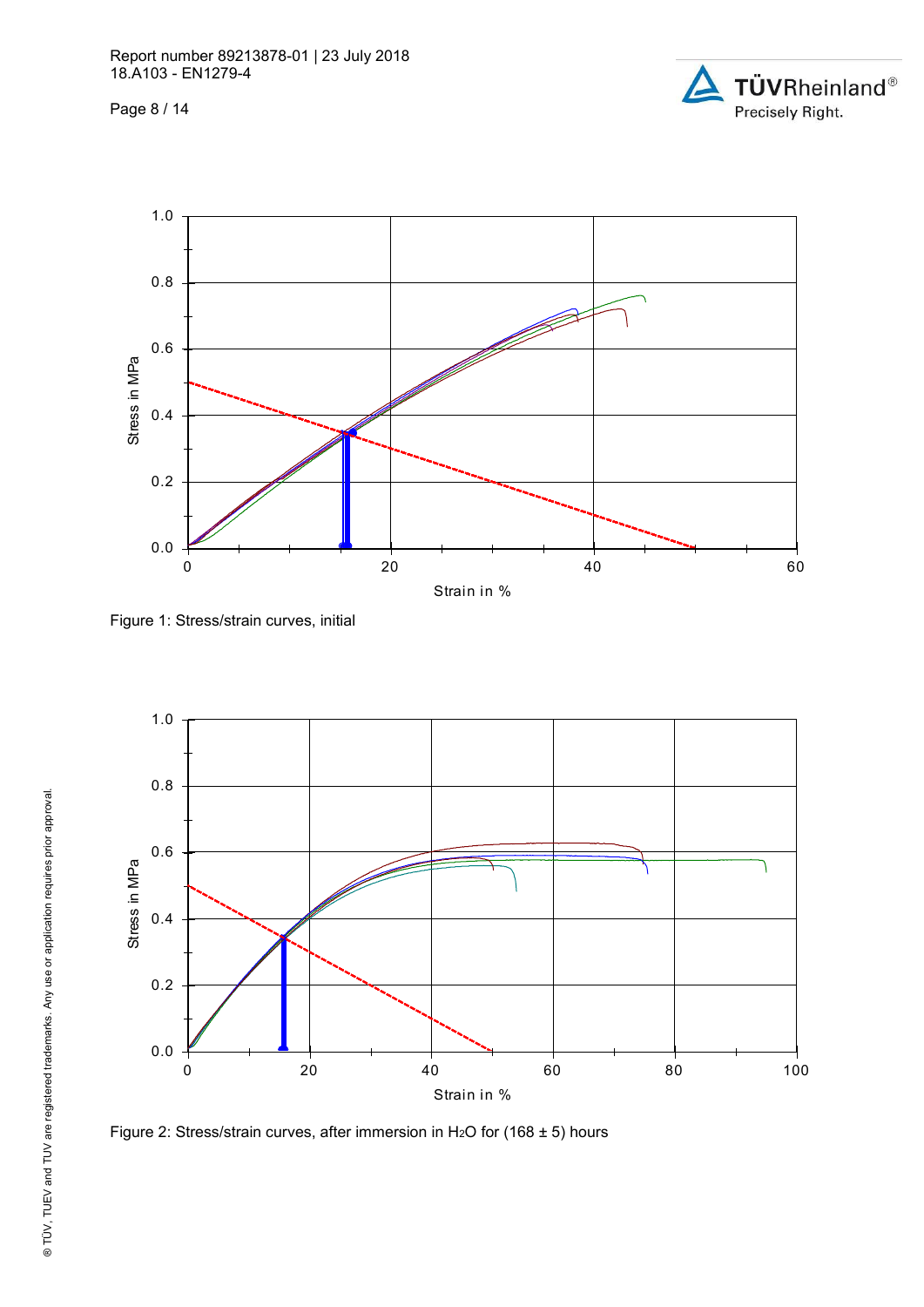Figure 1: Stress/strain curves, initial

Figure 2: Stress/strain curves, after immersion in $H_2O$ for (168 ± 5) hours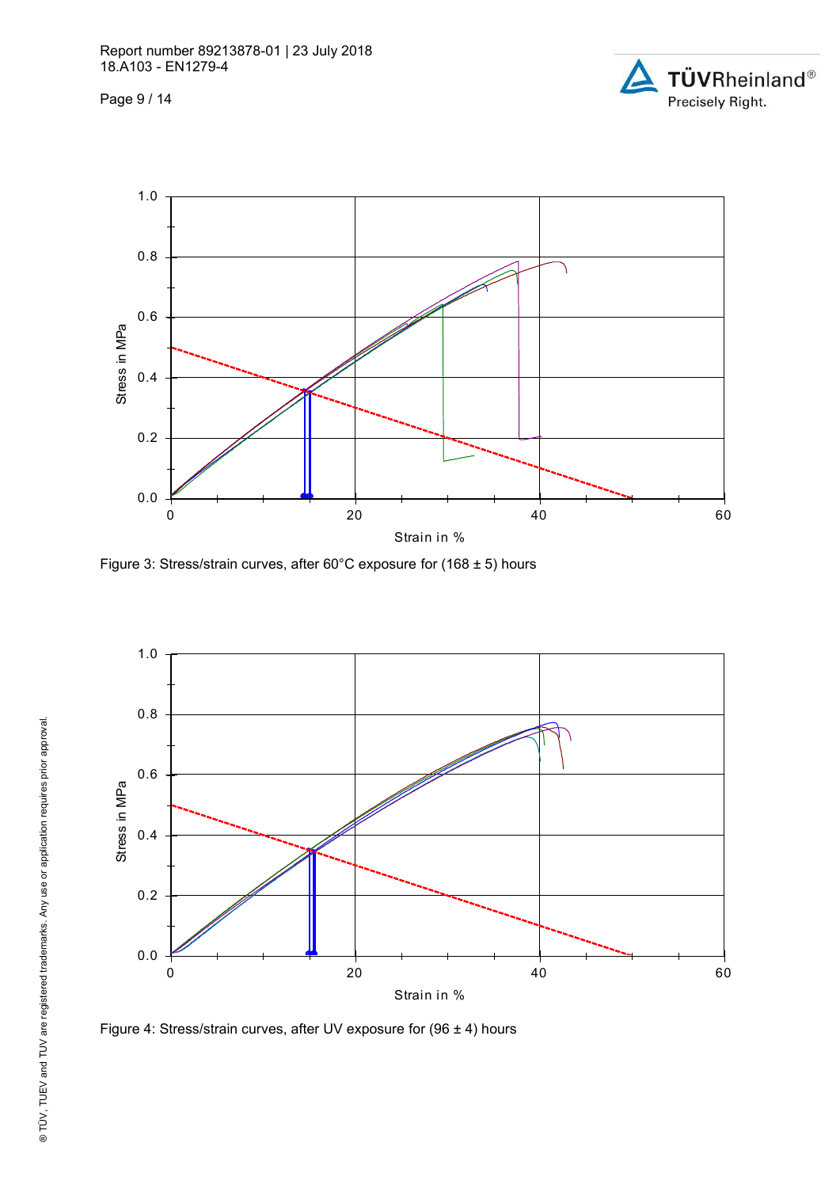Figure 3: Stress/strain curves, after 60°C exposure for (168 ± 5) hours

Figure 4: Stress/strain curves, after UV exposure for (96 ± 4) hours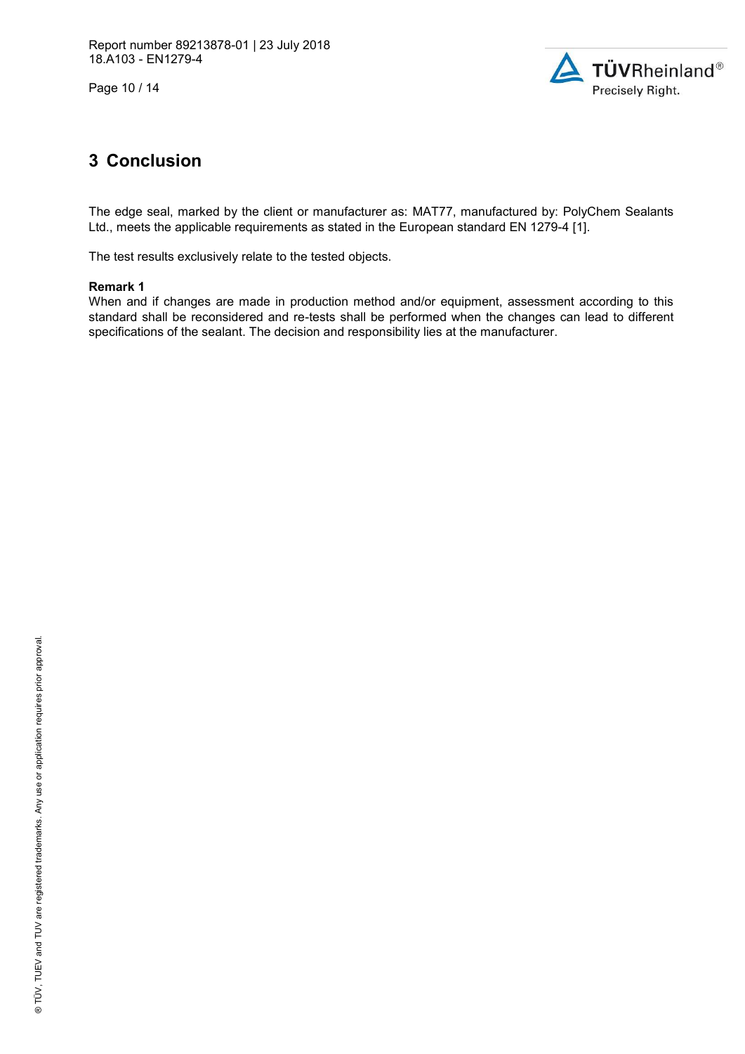# 3 Conclusion

The edge seal, marked by the client or manufacturer as: MAT77, manufactured by: PolyChem Sealants Ltd., meets the applicable requirements as stated in the European standard EN 1279-4 [1].

The test results exclusively relate to the tested objects.

**Remark 1**
When and if changes are made in production method and/or equipment, assessment according to this standard shall be reconsidered and re-tests shall be performed when the changes can lead to different specifications of the sealant. The decision and responsibility lies at the manufacturer.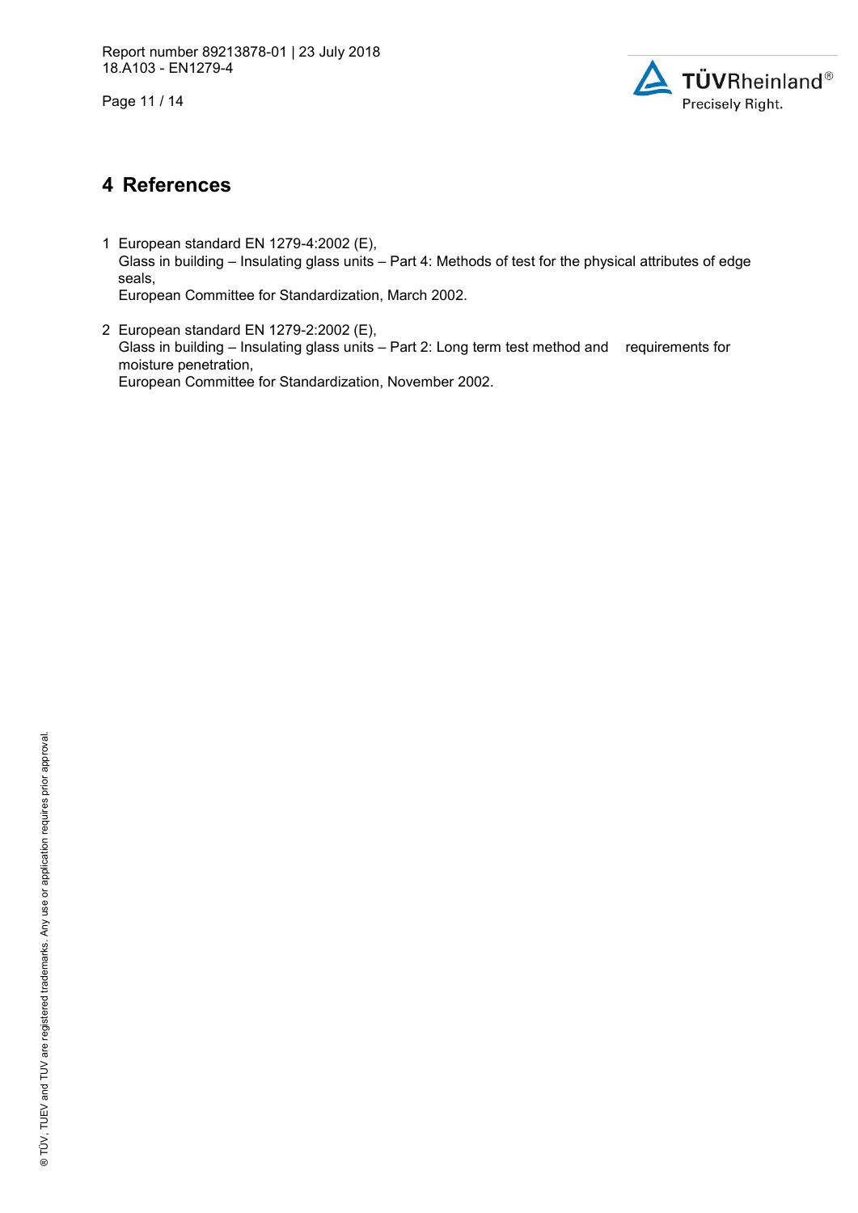# 4 References

1. European standard EN 1279-4:2002 (E),
   Glass in building – Insulating glass units – Part 4: Methods of test for the physical attributes of edge seals,
   European Committee for Standardization, March 2002.

2. European standard EN 1279-2:2002 (E),
   Glass in building – Insulating glass units – Part 2: Long term test method and requirements for moisture penetration,
   European Committee for Standardization, November 2002.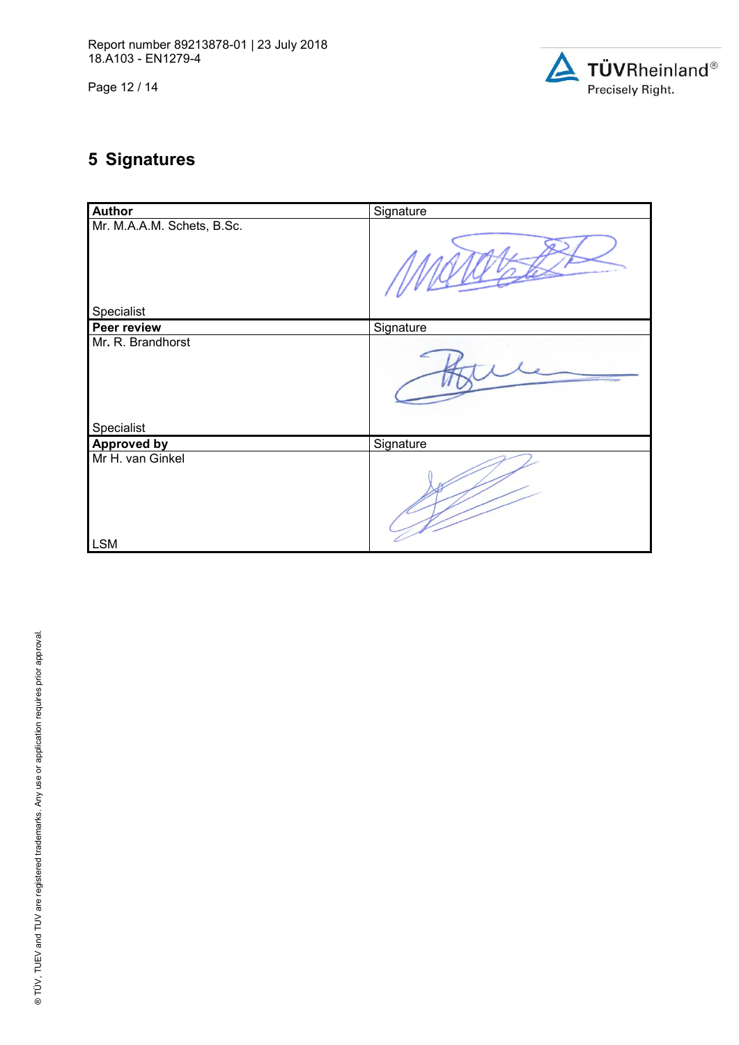## 5 Signatures

| Author | Signature |
|---|---|
| Mr. M.A.A.M. Schets, B.Sc.<br><br>Specialist | |
| **Peer review** | Signature |
| Mr. R. Brandhorst<br><br>Specialist | |
| **Approved by** | Signature |
| Mr H. van Ginkel<br><br>LSM | |

® TÜV, TUEV and TUV are registered trademarks. Any use or application requires prior approval.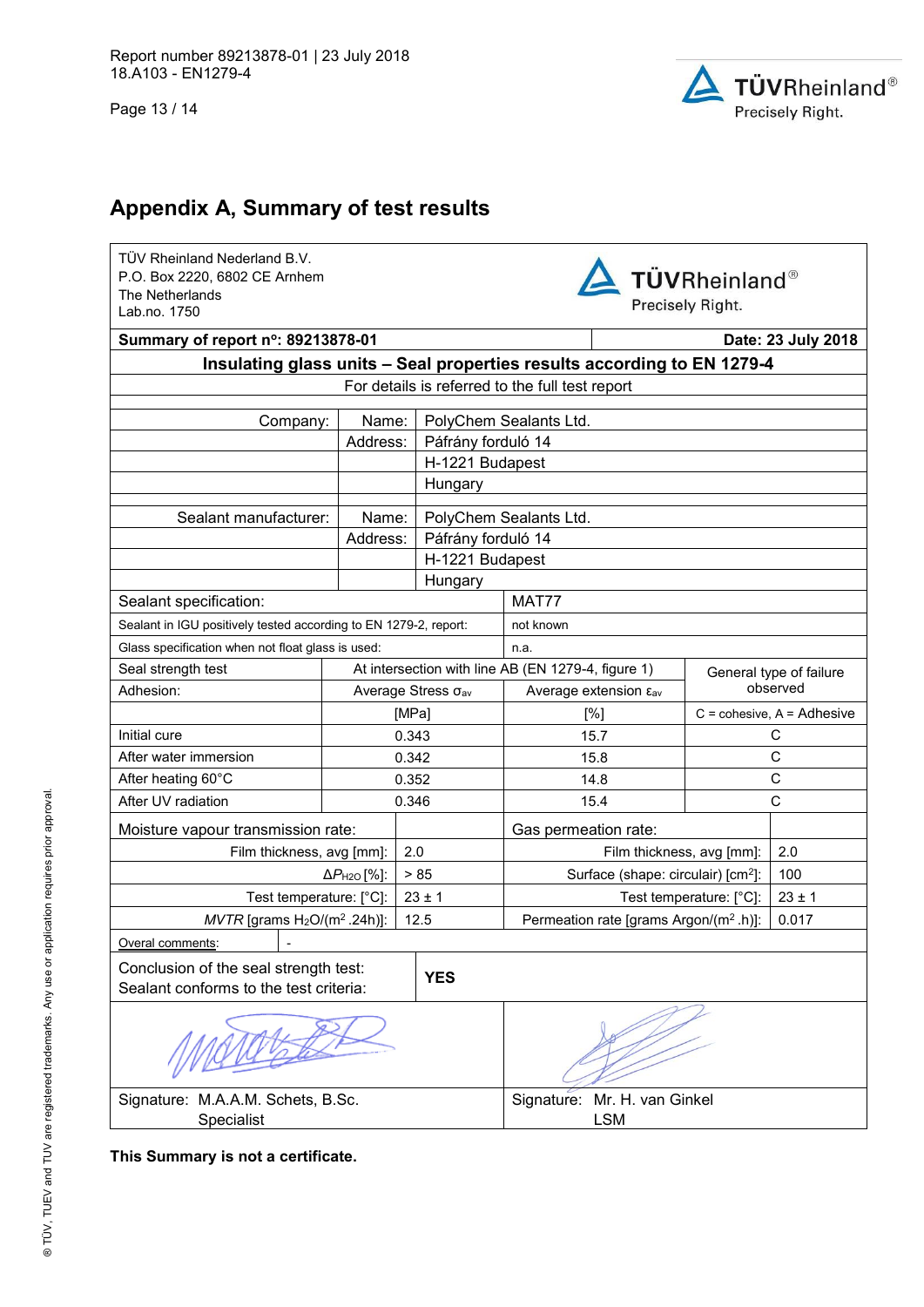## Appendix A, Summary of test results

TÜV Rheinland Nederland B.V.
P.O. Box 2220, 6802 CE Arnhem
The Netherlands
Lab.no. 1750

TÜVRheinland®
Precisely Right.

| **Summary of report nº: 89213878-01** | | | **Date: 23 July 2018** |
|---|---|---|---|
| **Insulating glass units – Seal properties results according to EN 1279-4** | | | |
| For details is referred to the full test report | | | |
| Company: | Name: | PolyChem Sealants Ltd. | |
| | Address: | Páfrány forduló 14 | |
| | | H-1221 Budapest | |
| | | Hungary | |
| Sealant manufacturer: | Name: | PolyChem Sealants Ltd. | |
| | Address: | Páfrány forduló 14 | |
| | | H-1221 Budapest | |
| | | Hungary | |
| Sealant specification: | | MAT77 | |
| Sealant in IGU positively tested according to EN 1279-2, report: | | not known | |
| Glass specification when not float glass is used: | | n.a. | |

| Seal strength test | At intersection with line AB (EN 1279-4, figure 1) | | General type of failure observed |
|---|---|---|---|
| Adhesion: | Average Stress $\sigma_{av}$ | Average extension $\varepsilon_{av}$ | |
| | [MPa] | [%] | C = cohesive, A = Adhesive |
| Initial cure | 0.343 | 15.7 | C |
| After water immersion | 0.342 | 15.8 | C |
| After heating 60°C | 0.352 | 14.8 | C |
| After UV radiation | 0.346 | 15.4 | C |

| Moisture vapour transmission rate: | | Gas permeation rate: | |
|---|---|---|---|
| Film thickness, avg [mm]: | 2.0 | Film thickness, avg [mm]: | 2.0 |
| $\Delta P_{H2O}$ [%]: | > 85 | Surface (shape: circulair) [cm$^2$]: | 100 |
| Test temperature: [°C]: | 23 ± 1 | Test temperature: [°C]: | 23 ± 1 |
| *MVTR* [grams $H_2O$/(m$^2$ .24h)]: | 12.5 | Permeation rate [grams Argon/(m$^2$ .h)]: | 0.017 |

Overal comments: -

| Conclusion of the seal strength test: Sealant conforms to the test criteria: | **YES** |
|---|---|

| Signature: M.A.A.M. Schets, B.Sc. Specialist | Signature: Mr. H. van Ginkel LSM |
|---|---|

**This Summary is not a certificate.**

® TÜV, TUEV and TUV are registered trademarks. Any use or application requires prior approval.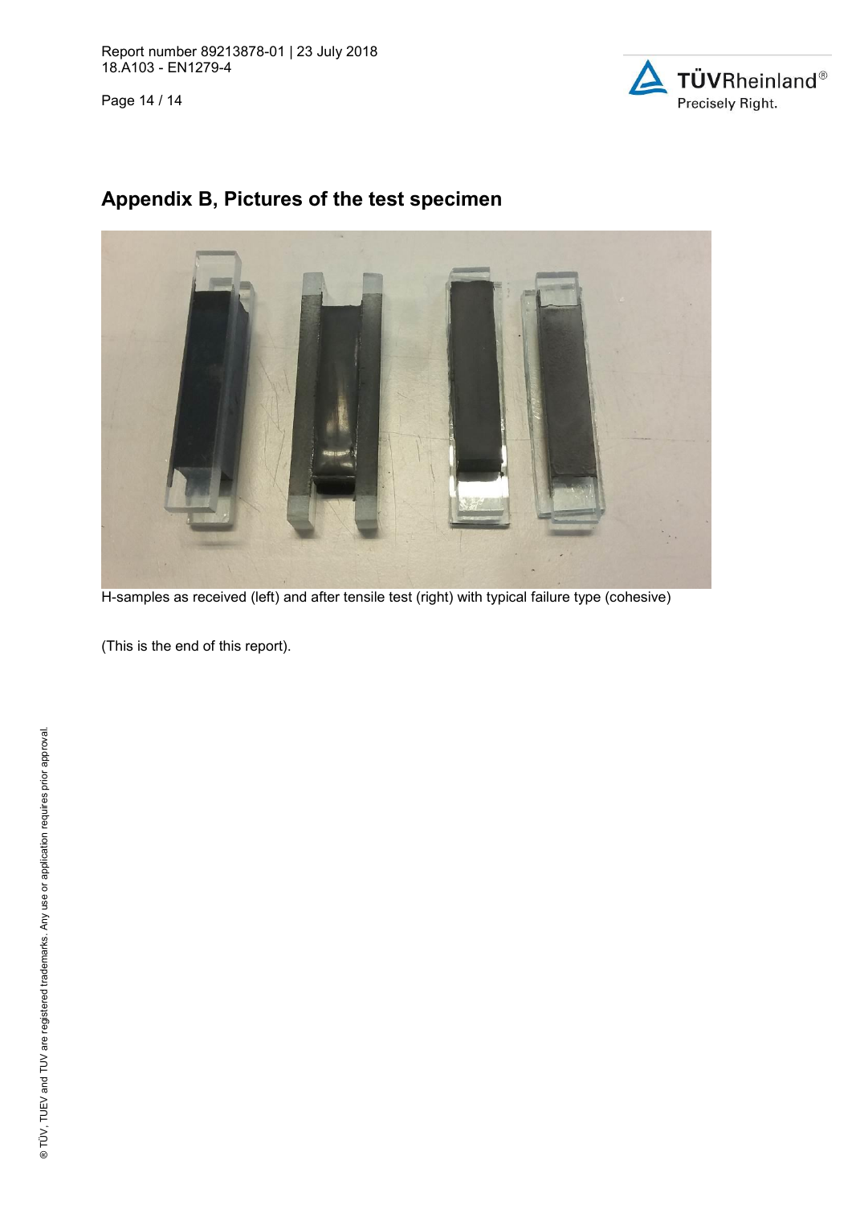## Appendix B, Pictures of the test specimen

H-samples as received (left) and after tensile test (right) with typical failure type (cohesive)

(This is the end of this report).